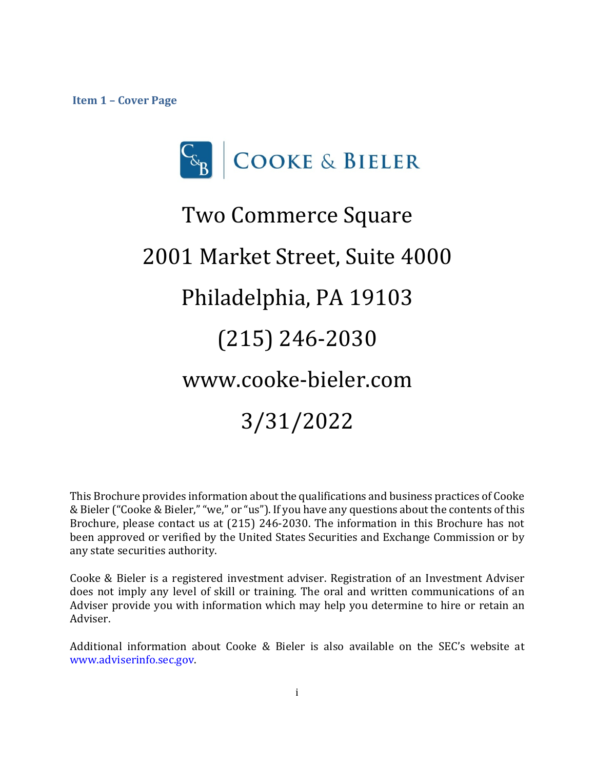## Item 1 – Cover Page

# COOKE & BIELER

Two Commerce Square

2001 Market Street, Suite 4000

Philadelphia, PA 19103

(215) 246-2030

www.cooke-bieler.com

3/31/2022

This Brochure provides information about the qualifications and business practices of Cooke & Bieler ("Cooke & Bieler," "we," or "us"). If you have any questions about the contents of this Brochure, please contact us at (215) 246-2030. The information in this Brochure has not been approved or verified by the United States Securities and Exchange Commission or by any state securities authority.

Cooke & Bieler is a registered investment adviser. Registration of an Investment Adviser does not imply any level of skill or training. The oral and written communications of an Adviser provide you with information which may help you determine to hire or retain an Adviser.

Additional information about Cooke & Bieler is also available on the SEC's website at www.adviserinfo.sec.gov.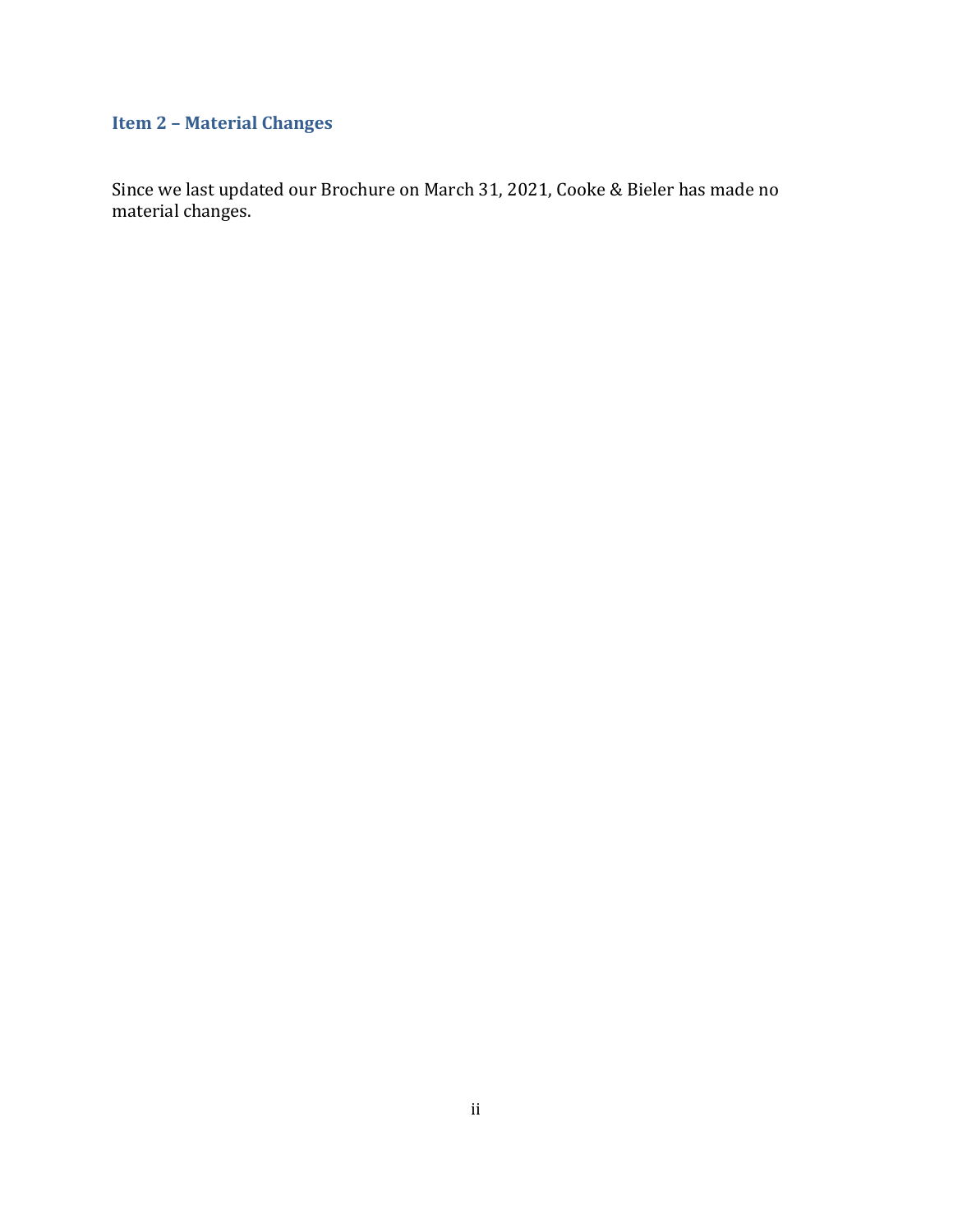## Item 2 – Material Changes

Since we last updated our Brochure on March 31, 2021, Cooke & Bieler has made no material changes.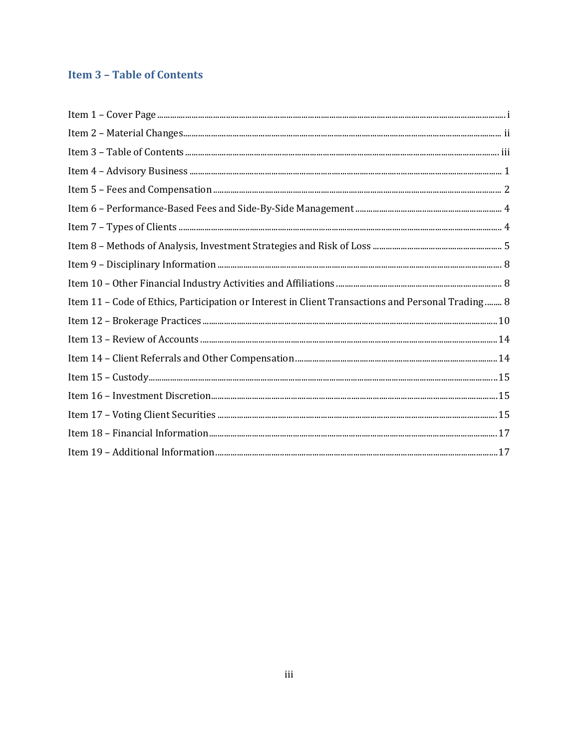## Item 3 – Table of Contents

Item 1 – Cover Page ........ i
Item 2 – Material Changes ........ ii
Item 3 – Table of Contents ........ iii
Item 4 – Advisory Business ........ 1
Item 5 – Fees and Compensation ........ 2
Item 6 – Performance-Based Fees and Side-By-Side Management ........ 4
Item 7 – Types of Clients ........ 4
Item 8 – Methods of Analysis, Investment Strategies and Risk of Loss ........ 5
Item 9 – Disciplinary Information ........ 8
Item 10 – Other Financial Industry Activities and Affiliations ........ 8
Item 11 – Code of Ethics, Participation or Interest in Client Transactions and Personal Trading ........ 8
Item 12 – Brokerage Practices ........ 10
Item 13 – Review of Accounts ........ 14
Item 14 – Client Referrals and Other Compensation ........ 14
Item 15 – Custody ........ 15
Item 16 – Investment Discretion ........ 15
Item 17 – Voting Client Securities ........ 15
Item 18 – Financial Information ........ 17
Item 19 – Additional Information ........ 17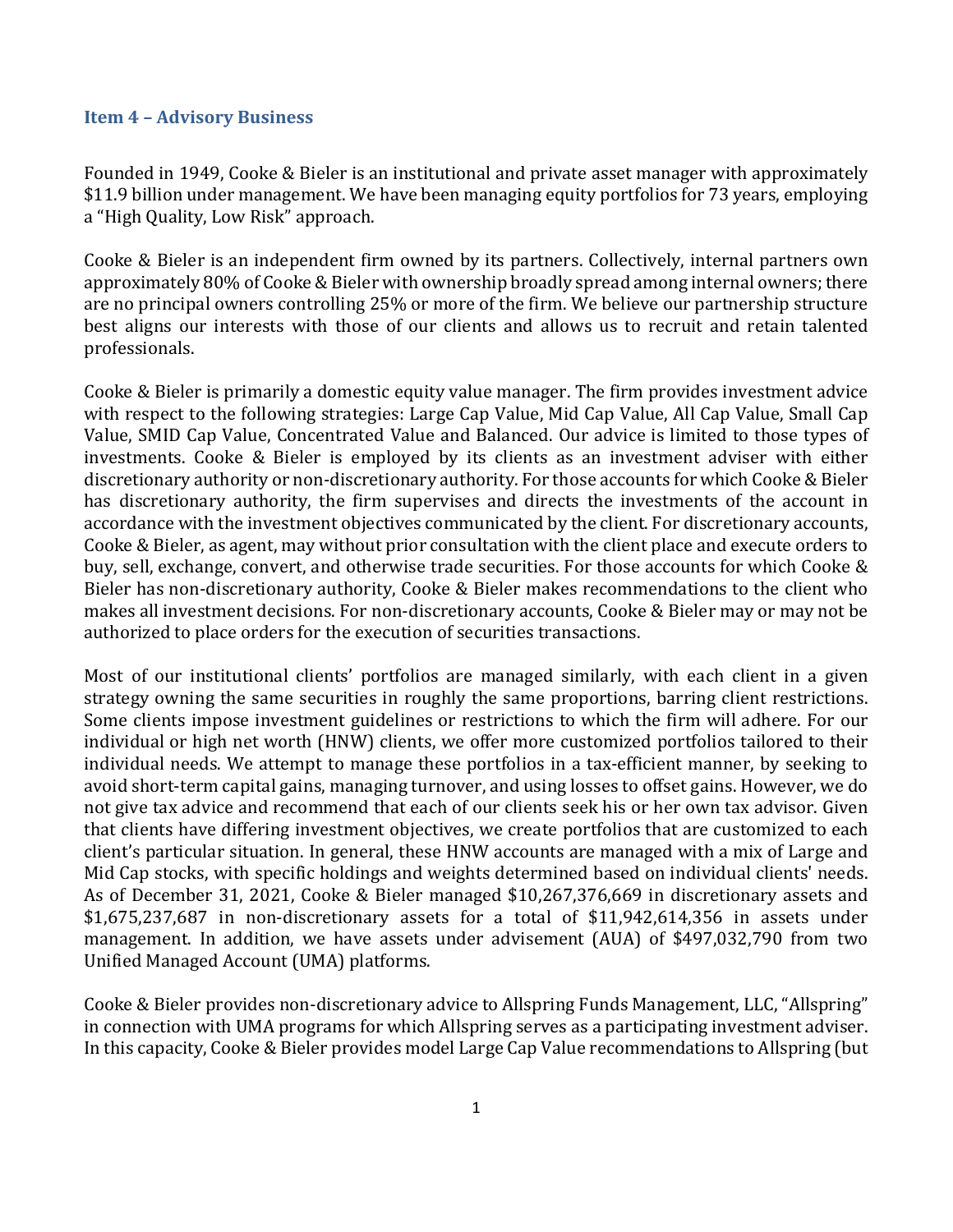### Item 4 – Advisory Business

Founded in 1949, Cooke & Bieler is an institutional and private asset manager with approximately $11.9 billion under management. We have been managing equity portfolios for 73 years, employing a "High Quality, Low Risk" approach.

Cooke & Bieler is an independent firm owned by its partners. Collectively, internal partners own approximately 80% of Cooke & Bieler with ownership broadly spread among internal owners; there are no principal owners controlling 25% or more of the firm. We believe our partnership structure best aligns our interests with those of our clients and allows us to recruit and retain talented professionals.

Cooke & Bieler is primarily a domestic equity value manager. The firm provides investment advice with respect to the following strategies: Large Cap Value, Mid Cap Value, All Cap Value, Small Cap Value, SMID Cap Value, Concentrated Value and Balanced. Our advice is limited to those types of investments. Cooke & Bieler is employed by its clients as an investment adviser with either discretionary authority or non-discretionary authority. For those accounts for which Cooke & Bieler has discretionary authority, the firm supervises and directs the investments of the account in accordance with the investment objectives communicated by the client. For discretionary accounts, Cooke & Bieler, as agent, may without prior consultation with the client place and execute orders to buy, sell, exchange, convert, and otherwise trade securities. For those accounts for which Cooke & Bieler has non-discretionary authority, Cooke & Bieler makes recommendations to the client who makes all investment decisions. For non-discretionary accounts, Cooke & Bieler may or may not be authorized to place orders for the execution of securities transactions.

Most of our institutional clients' portfolios are managed similarly, with each client in a given strategy owning the same securities in roughly the same proportions, barring client restrictions. Some clients impose investment guidelines or restrictions to which the firm will adhere. For our individual or high net worth (HNW) clients, we offer more customized portfolios tailored to their individual needs. We attempt to manage these portfolios in a tax-efficient manner, by seeking to avoid short-term capital gains, managing turnover, and using losses to offset gains. However, we do not give tax advice and recommend that each of our clients seek his or her own tax advisor. Given that clients have differing investment objectives, we create portfolios that are customized to each client's particular situation. In general, these HNW accounts are managed with a mix of Large and Mid Cap stocks, with specific holdings and weights determined based on individual clients' needs. As of December 31, 2021, Cooke & Bieler managed $10,267,376,669 in discretionary assets and $1,675,237,687 in non-discretionary assets for a total of $11,942,614,356 in assets under management. In addition, we have assets under advisement (AUA) of $497,032,790 from two Unified Managed Account (UMA) platforms.

Cooke & Bieler provides non-discretionary advice to Allspring Funds Management, LLC, "Allspring" in connection with UMA programs for which Allspring serves as a participating investment adviser. In this capacity, Cooke & Bieler provides model Large Cap Value recommendations to Allspring (but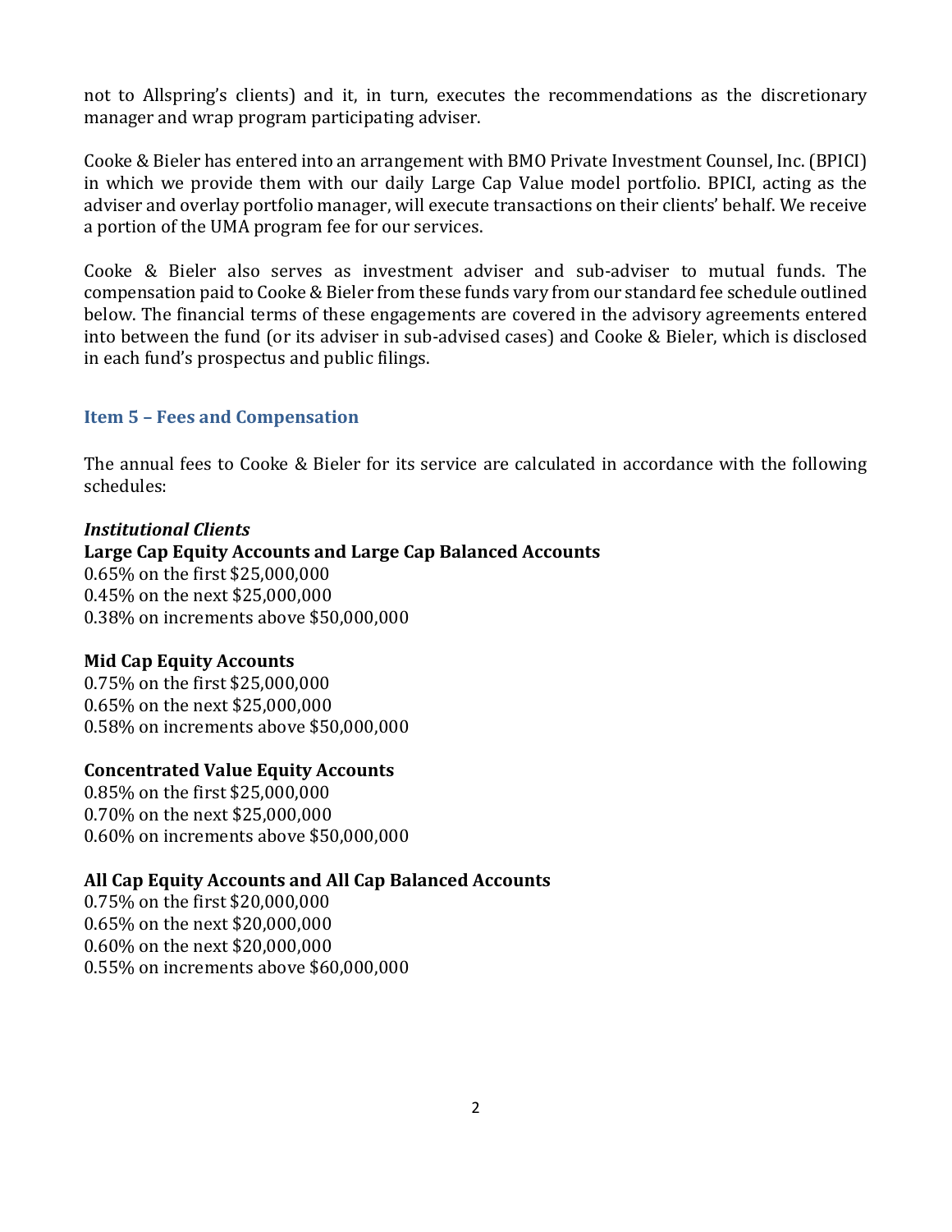not to Allspring's clients) and it, in turn, executes the recommendations as the discretionary manager and wrap program participating adviser.

Cooke & Bieler has entered into an arrangement with BMO Private Investment Counsel, Inc. (BPICI) in which we provide them with our daily Large Cap Value model portfolio. BPICI, acting as the adviser and overlay portfolio manager, will execute transactions on their clients' behalf. We receive a portion of the UMA program fee for our services.

Cooke & Bieler also serves as investment adviser and sub-adviser to mutual funds. The compensation paid to Cooke & Bieler from these funds vary from our standard fee schedule outlined below. The financial terms of these engagements are covered in the advisory agreements entered into between the fund (or its adviser in sub-advised cases) and Cooke & Bieler, which is disclosed in each fund's prospectus and public filings.

## Item 5 – Fees and Compensation

The annual fees to Cooke & Bieler for its service are calculated in accordance with the following schedules:

***Institutional Clients***

**Large Cap Equity Accounts and Large Cap Balanced Accounts**
0.65% on the first $25,000,000
0.45% on the next $25,000,000
0.38% on increments above $50,000,000

**Mid Cap Equity Accounts**
0.75% on the first $25,000,000
0.65% on the next $25,000,000
0.58% on increments above $50,000,000

**Concentrated Value Equity Accounts**
0.85% on the first $25,000,000
0.70% on the next $25,000,000
0.60% on increments above $50,000,000

**All Cap Equity Accounts and All Cap Balanced Accounts**
0.75% on the first $20,000,000
0.65% on the next $20,000,000
0.60% on the next $20,000,000
0.55% on increments above $60,000,000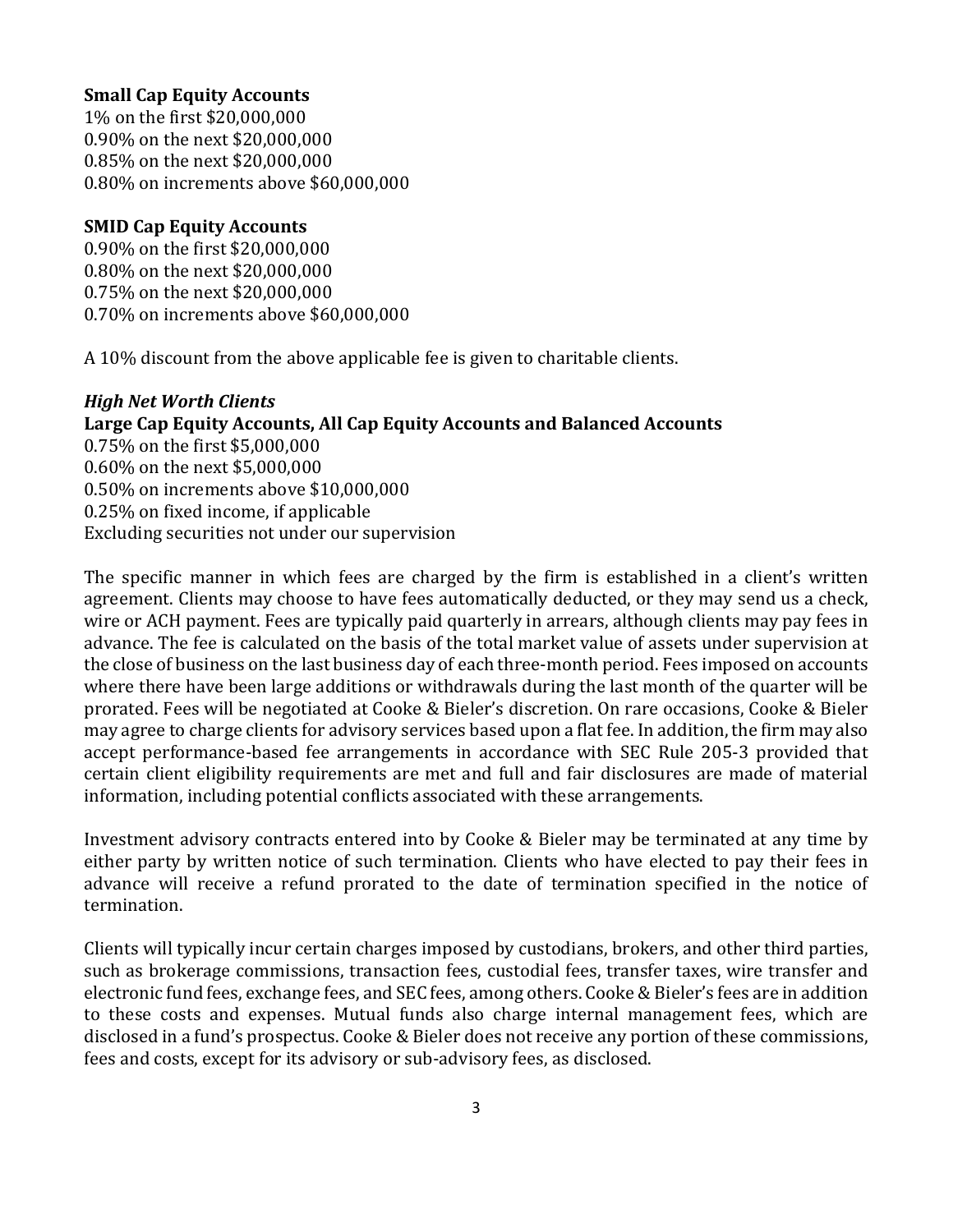**Small Cap Equity Accounts**
1% on the first $20,000,000
0.90% on the next $20,000,000
0.85% on the next $20,000,000
0.80% on increments above $60,000,000

**SMID Cap Equity Accounts**
0.90% on the first $20,000,000
0.80% on the next $20,000,000
0.75% on the next $20,000,000
0.70% on increments above $60,000,000

A 10% discount from the above applicable fee is given to charitable clients.

***High Net Worth Clients***
**Large Cap Equity Accounts, All Cap Equity Accounts and Balanced Accounts**
0.75% on the first $5,000,000
0.60% on the next $5,000,000
0.50% on increments above $10,000,000
0.25% on fixed income, if applicable
Excluding securities not under our supervision

The specific manner in which fees are charged by the firm is established in a client's written agreement. Clients may choose to have fees automatically deducted, or they may send us a check, wire or ACH payment. Fees are typically paid quarterly in arrears, although clients may pay fees in advance. The fee is calculated on the basis of the total market value of assets under supervision at the close of business on the last business day of each three-month period. Fees imposed on accounts where there have been large additions or withdrawals during the last month of the quarter will be prorated. Fees will be negotiated at Cooke & Bieler's discretion. On rare occasions, Cooke & Bieler may agree to charge clients for advisory services based upon a flat fee. In addition, the firm may also accept performance-based fee arrangements in accordance with SEC Rule 205-3 provided that certain client eligibility requirements are met and full and fair disclosures are made of material information, including potential conflicts associated with these arrangements.

Investment advisory contracts entered into by Cooke & Bieler may be terminated at any time by either party by written notice of such termination. Clients who have elected to pay their fees in advance will receive a refund prorated to the date of termination specified in the notice of termination.

Clients will typically incur certain charges imposed by custodians, brokers, and other third parties, such as brokerage commissions, transaction fees, custodial fees, transfer taxes, wire transfer and electronic fund fees, exchange fees, and SEC fees, among others. Cooke & Bieler's fees are in addition to these costs and expenses. Mutual funds also charge internal management fees, which are disclosed in a fund's prospectus. Cooke & Bieler does not receive any portion of these commissions, fees and costs, except for its advisory or sub-advisory fees, as disclosed.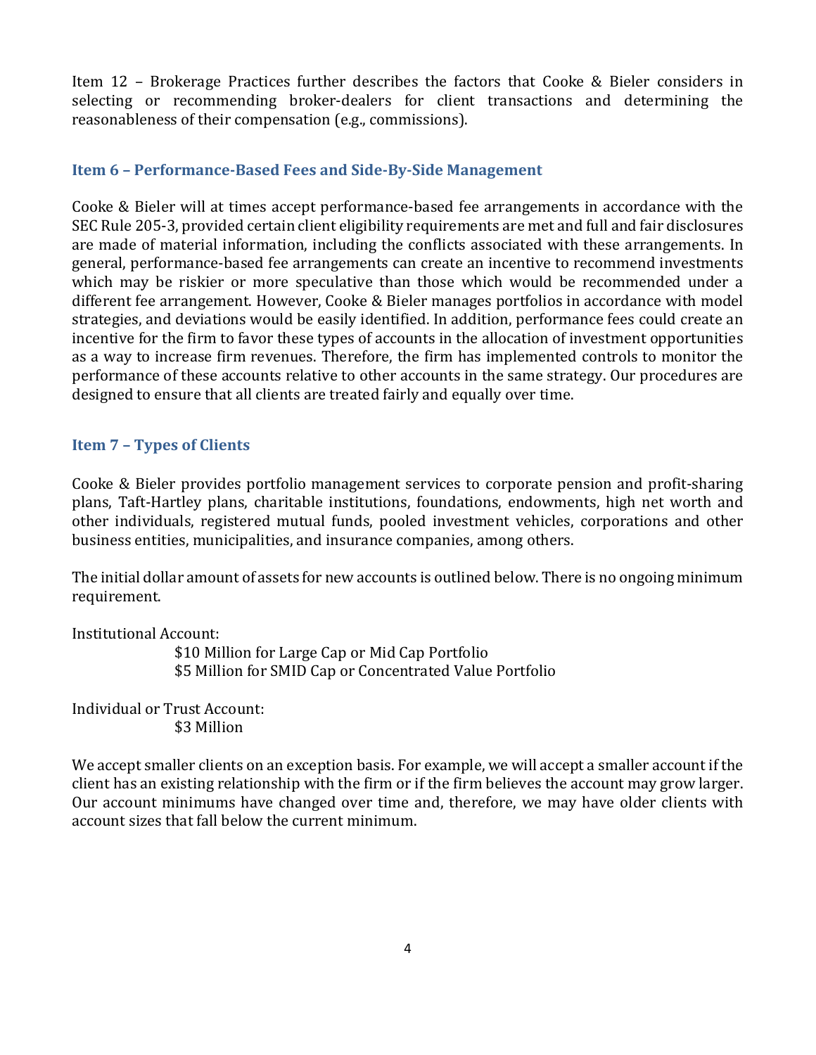Item 12 – Brokerage Practices further describes the factors that Cooke & Bieler considers in selecting or recommending broker-dealers for client transactions and determining the reasonableness of their compensation (e.g., commissions).

## Item 6 – Performance-Based Fees and Side-By-Side Management

Cooke & Bieler will at times accept performance-based fee arrangements in accordance with the SEC Rule 205-3, provided certain client eligibility requirements are met and full and fair disclosures are made of material information, including the conflicts associated with these arrangements. In general, performance-based fee arrangements can create an incentive to recommend investments which may be riskier or more speculative than those which would be recommended under a different fee arrangement. However, Cooke & Bieler manages portfolios in accordance with model strategies, and deviations would be easily identified. In addition, performance fees could create an incentive for the firm to favor these types of accounts in the allocation of investment opportunities as a way to increase firm revenues. Therefore, the firm has implemented controls to monitor the performance of these accounts relative to other accounts in the same strategy. Our procedures are designed to ensure that all clients are treated fairly and equally over time.

## Item 7 – Types of Clients

Cooke & Bieler provides portfolio management services to corporate pension and profit-sharing plans, Taft-Hartley plans, charitable institutions, foundations, endowments, high net worth and other individuals, registered mutual funds, pooled investment vehicles, corporations and other business entities, municipalities, and insurance companies, among others.

The initial dollar amount of assets for new accounts is outlined below. There is no ongoing minimum requirement.

Institutional Account:

$10 Million for Large Cap or Mid Cap Portfolio
$5 Million for SMID Cap or Concentrated Value Portfolio

Individual or Trust Account:

$3 Million

We accept smaller clients on an exception basis. For example, we will accept a smaller account if the client has an existing relationship with the firm or if the firm believes the account may grow larger. Our account minimums have changed over time and, therefore, we may have older clients with account sizes that fall below the current minimum.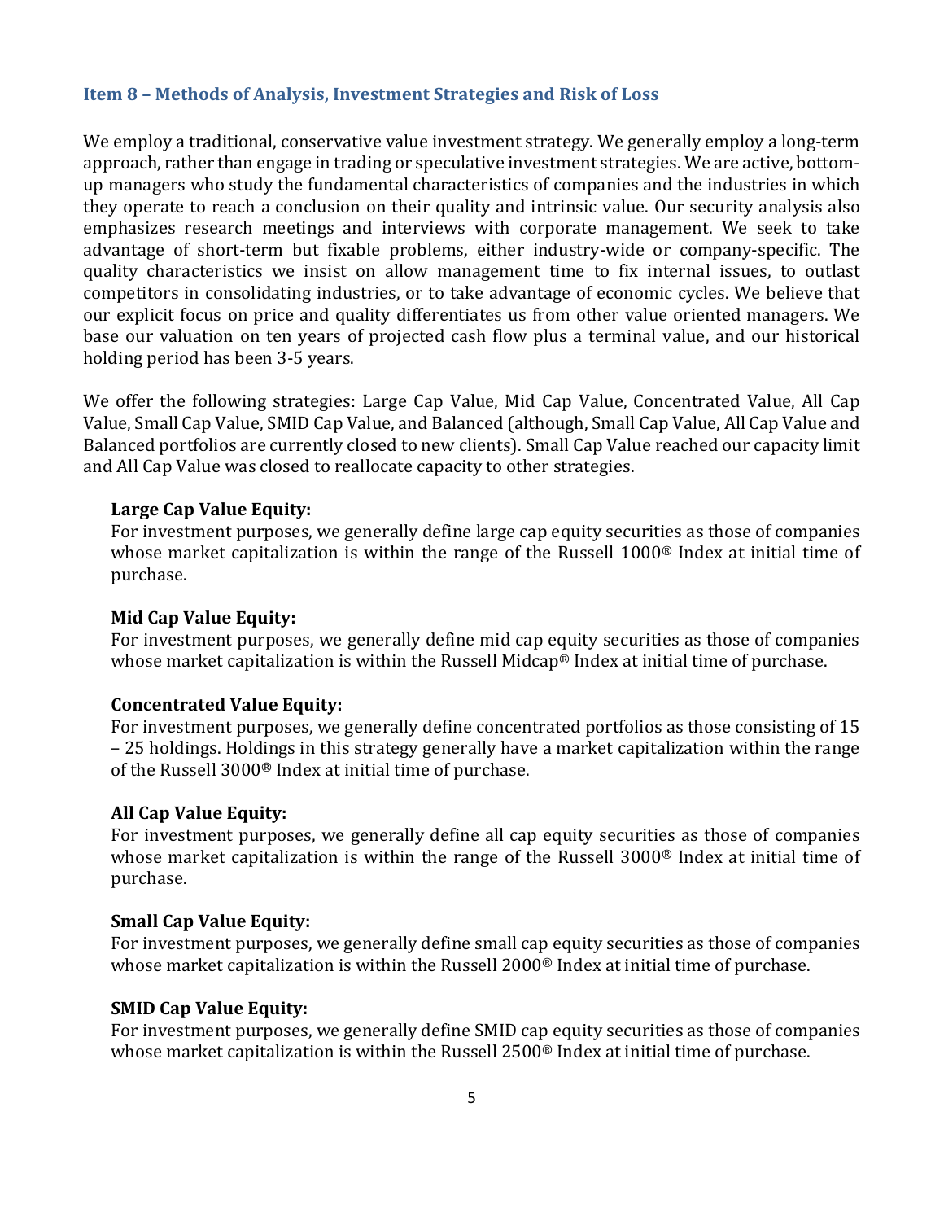## Item 8 – Methods of Analysis, Investment Strategies and Risk of Loss

We employ a traditional, conservative value investment strategy. We generally employ a long-term approach, rather than engage in trading or speculative investment strategies. We are active, bottom-up managers who study the fundamental characteristics of companies and the industries in which they operate to reach a conclusion on their quality and intrinsic value. Our security analysis also emphasizes research meetings and interviews with corporate management. We seek to take advantage of short-term but fixable problems, either industry-wide or company-specific. The quality characteristics we insist on allow management time to fix internal issues, to outlast competitors in consolidating industries, or to take advantage of economic cycles. We believe that our explicit focus on price and quality differentiates us from other value oriented managers. We base our valuation on ten years of projected cash flow plus a terminal value, and our historical holding period has been 3-5 years.

We offer the following strategies: Large Cap Value, Mid Cap Value, Concentrated Value, All Cap Value, Small Cap Value, SMID Cap Value, and Balanced (although, Small Cap Value, All Cap Value and Balanced portfolios are currently closed to new clients). Small Cap Value reached our capacity limit and All Cap Value was closed to reallocate capacity to other strategies.

**Large Cap Value Equity:**
For investment purposes, we generally define large cap equity securities as those of companies whose market capitalization is within the range of the Russell 1000® Index at initial time of purchase.

**Mid Cap Value Equity:**
For investment purposes, we generally define mid cap equity securities as those of companies whose market capitalization is within the Russell Midcap® Index at initial time of purchase.

**Concentrated Value Equity:**
For investment purposes, we generally define concentrated portfolios as those consisting of 15 – 25 holdings. Holdings in this strategy generally have a market capitalization within the range of the Russell 3000® Index at initial time of purchase.

**All Cap Value Equity:**
For investment purposes, we generally define all cap equity securities as those of companies whose market capitalization is within the range of the Russell 3000® Index at initial time of purchase.

**Small Cap Value Equity:**
For investment purposes, we generally define small cap equity securities as those of companies whose market capitalization is within the Russell 2000® Index at initial time of purchase.

**SMID Cap Value Equity:**
For investment purposes, we generally define SMID cap equity securities as those of companies whose market capitalization is within the Russell 2500® Index at initial time of purchase.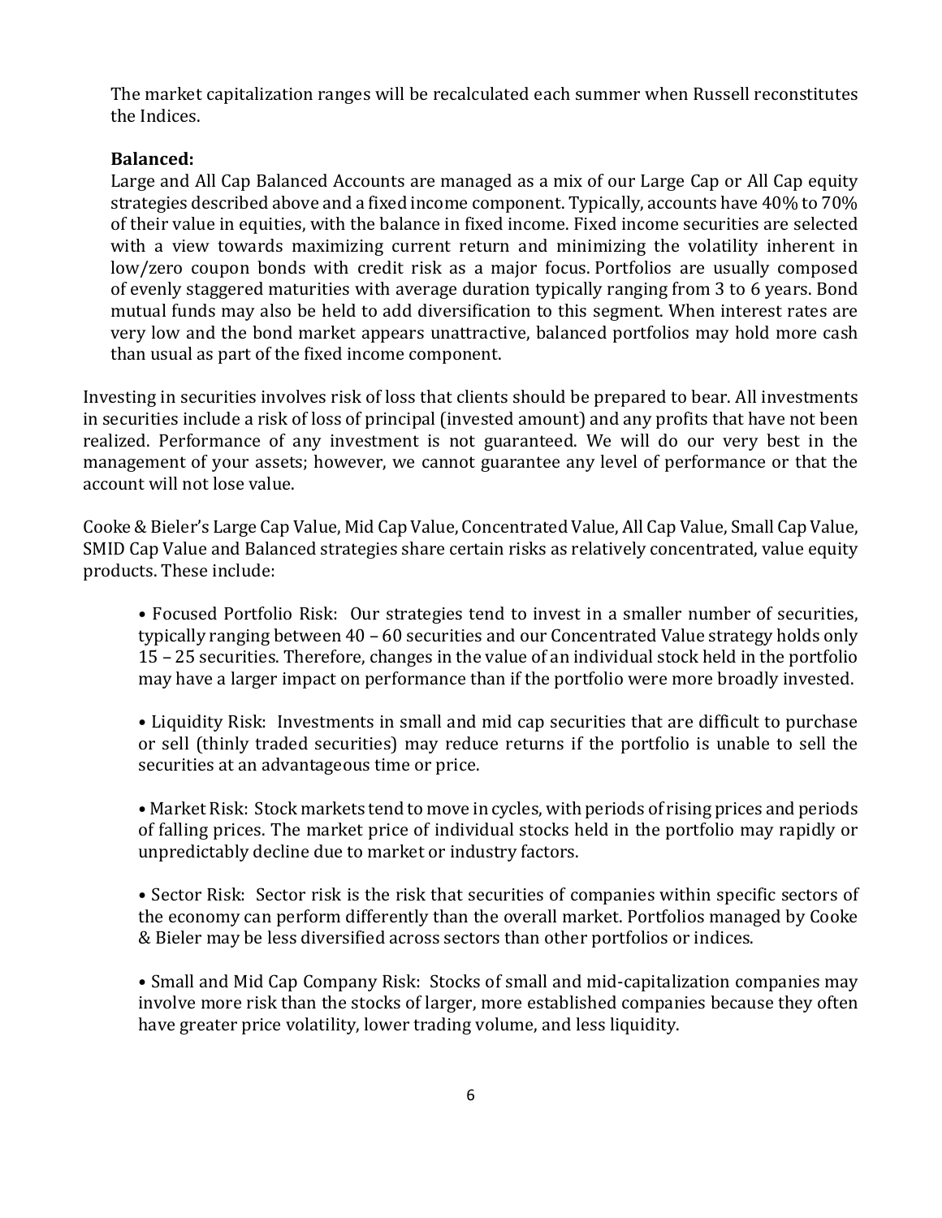The market capitalization ranges will be recalculated each summer when Russell reconstitutes the Indices.

**Balanced:**

Large and All Cap Balanced Accounts are managed as a mix of our Large Cap or All Cap equity strategies described above and a fixed income component. Typically, accounts have 40% to 70% of their value in equities, with the balance in fixed income. Fixed income securities are selected with a view towards maximizing current return and minimizing the volatility inherent in low/zero coupon bonds with credit risk as a major focus. Portfolios are usually composed of evenly staggered maturities with average duration typically ranging from 3 to 6 years. Bond mutual funds may also be held to add diversification to this segment. When interest rates are very low and the bond market appears unattractive, balanced portfolios may hold more cash than usual as part of the fixed income component.

Investing in securities involves risk of loss that clients should be prepared to bear. All investments in securities include a risk of loss of principal (invested amount) and any profits that have not been realized. Performance of any investment is not guaranteed. We will do our very best in the management of your assets; however, we cannot guarantee any level of performance or that the account will not lose value.

Cooke & Bieler's Large Cap Value, Mid Cap Value, Concentrated Value, All Cap Value, Small Cap Value, SMID Cap Value and Balanced strategies share certain risks as relatively concentrated, value equity products. These include:

• Focused Portfolio Risk: Our strategies tend to invest in a smaller number of securities, typically ranging between 40 – 60 securities and our Concentrated Value strategy holds only 15 – 25 securities. Therefore, changes in the value of an individual stock held in the portfolio may have a larger impact on performance than if the portfolio were more broadly invested.

• Liquidity Risk: Investments in small and mid cap securities that are difficult to purchase or sell (thinly traded securities) may reduce returns if the portfolio is unable to sell the securities at an advantageous time or price.

• Market Risk: Stock markets tend to move in cycles, with periods of rising prices and periods of falling prices. The market price of individual stocks held in the portfolio may rapidly or unpredictably decline due to market or industry factors.

• Sector Risk: Sector risk is the risk that securities of companies within specific sectors of the economy can perform differently than the overall market. Portfolios managed by Cooke & Bieler may be less diversified across sectors than other portfolios or indices.

• Small and Mid Cap Company Risk: Stocks of small and mid-capitalization companies may involve more risk than the stocks of larger, more established companies because they often have greater price volatility, lower trading volume, and less liquidity.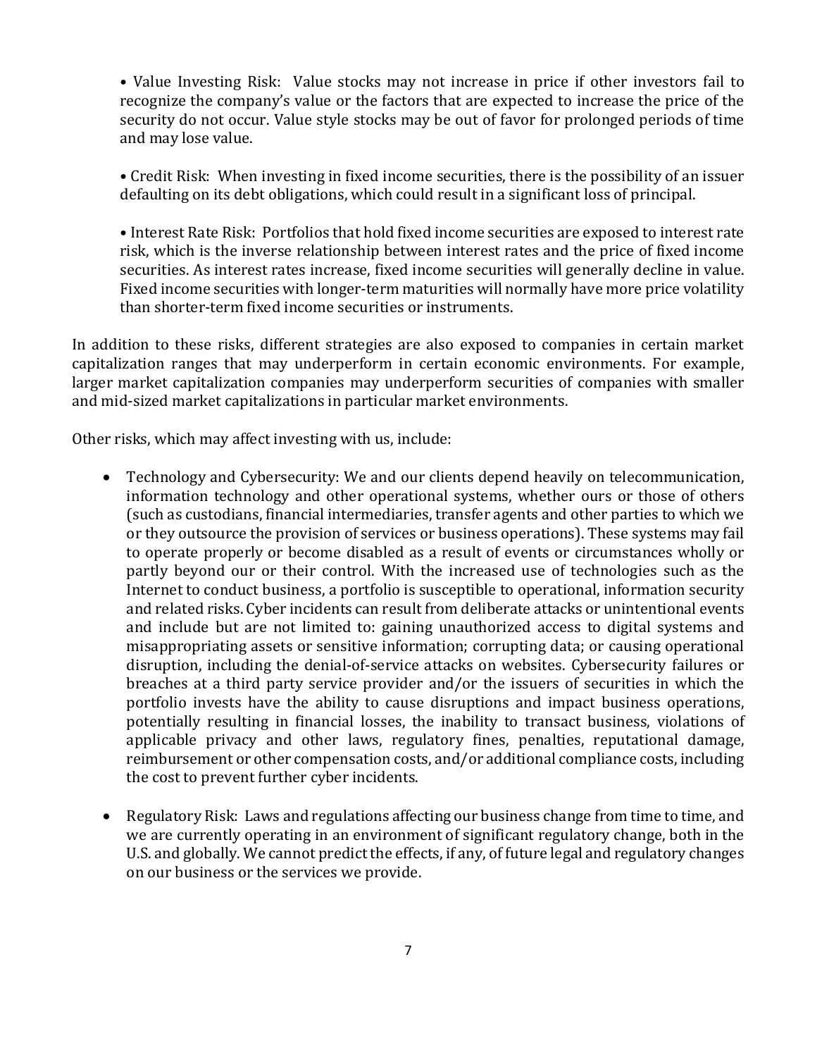- Value Investing Risk: Value stocks may not increase in price if other investors fail to recognize the company's value or the factors that are expected to increase the price of the security do not occur. Value style stocks may be out of favor for prolonged periods of time and may lose value.

- Credit Risk: When investing in fixed income securities, there is the possibility of an issuer defaulting on its debt obligations, which could result in a significant loss of principal.

- Interest Rate Risk: Portfolios that hold fixed income securities are exposed to interest rate risk, which is the inverse relationship between interest rates and the price of fixed income securities. As interest rates increase, fixed income securities will generally decline in value. Fixed income securities with longer-term maturities will normally have more price volatility than shorter-term fixed income securities or instruments.

In addition to these risks, different strategies are also exposed to companies in certain market capitalization ranges that may underperform in certain economic environments. For example, larger market capitalization companies may underperform securities of companies with smaller and mid-sized market capitalizations in particular market environments.

Other risks, which may affect investing with us, include:

- Technology and Cybersecurity: We and our clients depend heavily on telecommunication, information technology and other operational systems, whether ours or those of others (such as custodians, financial intermediaries, transfer agents and other parties to which we or they outsource the provision of services or business operations). These systems may fail to operate properly or become disabled as a result of events or circumstances wholly or partly beyond our or their control. With the increased use of technologies such as the Internet to conduct business, a portfolio is susceptible to operational, information security and related risks. Cyber incidents can result from deliberate attacks or unintentional events and include but are not limited to: gaining unauthorized access to digital systems and misappropriating assets or sensitive information; corrupting data; or causing operational disruption, including the denial-of-service attacks on websites. Cybersecurity failures or breaches at a third party service provider and/or the issuers of securities in which the portfolio invests have the ability to cause disruptions and impact business operations, potentially resulting in financial losses, the inability to transact business, violations of applicable privacy and other laws, regulatory fines, penalties, reputational damage, reimbursement or other compensation costs, and/or additional compliance costs, including the cost to prevent further cyber incidents.

- Regulatory Risk: Laws and regulations affecting our business change from time to time, and we are currently operating in an environment of significant regulatory change, both in the U.S. and globally. We cannot predict the effects, if any, of future legal and regulatory changes on our business or the services we provide.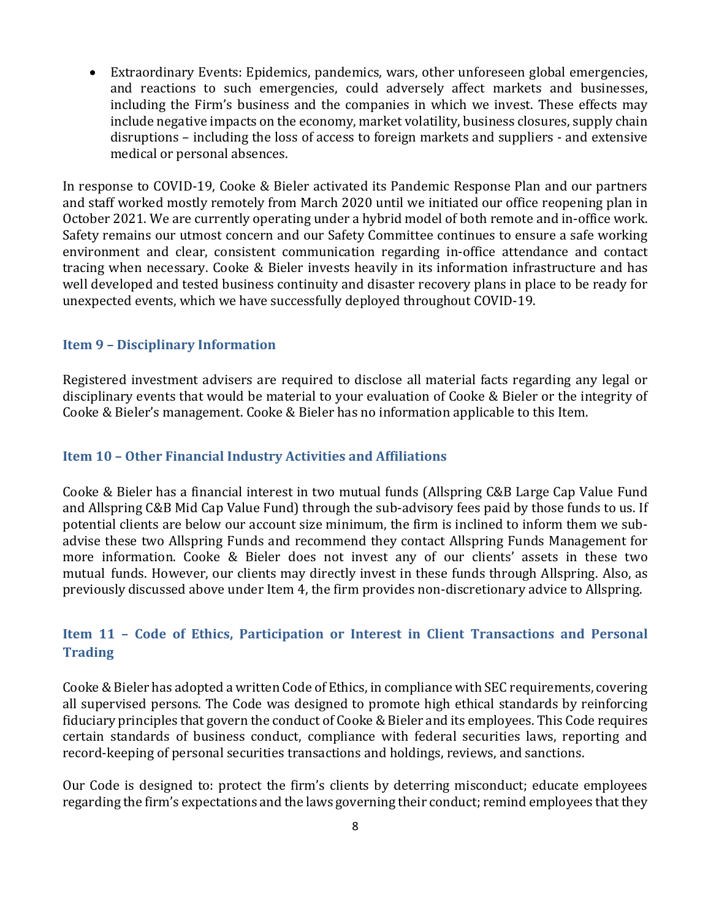- Extraordinary Events: Epidemics, pandemics, wars, other unforeseen global emergencies, and reactions to such emergencies, could adversely affect markets and businesses, including the Firm's business and the companies in which we invest. These effects may include negative impacts on the economy, market volatility, business closures, supply chain disruptions – including the loss of access to foreign markets and suppliers - and extensive medical or personal absences.

In response to COVID-19, Cooke & Bieler activated its Pandemic Response Plan and our partners and staff worked mostly remotely from March 2020 until we initiated our office reopening plan in October 2021. We are currently operating under a hybrid model of both remote and in-office work. Safety remains our utmost concern and our Safety Committee continues to ensure a safe working environment and clear, consistent communication regarding in-office attendance and contact tracing when necessary. Cooke & Bieler invests heavily in its information infrastructure and has well developed and tested business continuity and disaster recovery plans in place to be ready for unexpected events, which we have successfully deployed throughout COVID-19.

## Item 9 – Disciplinary Information

Registered investment advisers are required to disclose all material facts regarding any legal or disciplinary events that would be material to your evaluation of Cooke & Bieler or the integrity of Cooke & Bieler's management. Cooke & Bieler has no information applicable to this Item.

## Item 10 – Other Financial Industry Activities and Affiliations

Cooke & Bieler has a financial interest in two mutual funds (Allspring C&B Large Cap Value Fund and Allspring C&B Mid Cap Value Fund) through the sub-advisory fees paid by those funds to us. If potential clients are below our account size minimum, the firm is inclined to inform them we sub-advise these two Allspring Funds and recommend they contact Allspring Funds Management for more information. Cooke & Bieler does not invest any of our clients' assets in these two mutual funds. However, our clients may directly invest in these funds through Allspring. Also, as previously discussed above under Item 4, the firm provides non-discretionary advice to Allspring.

## Item 11 – Code of Ethics, Participation or Interest in Client Transactions and Personal Trading

Cooke & Bieler has adopted a written Code of Ethics, in compliance with SEC requirements, covering all supervised persons. The Code was designed to promote high ethical standards by reinforcing fiduciary principles that govern the conduct of Cooke & Bieler and its employees. This Code requires certain standards of business conduct, compliance with federal securities laws, reporting and record-keeping of personal securities transactions and holdings, reviews, and sanctions.

Our Code is designed to: protect the firm's clients by deterring misconduct; educate employees regarding the firm's expectations and the laws governing their conduct; remind employees that they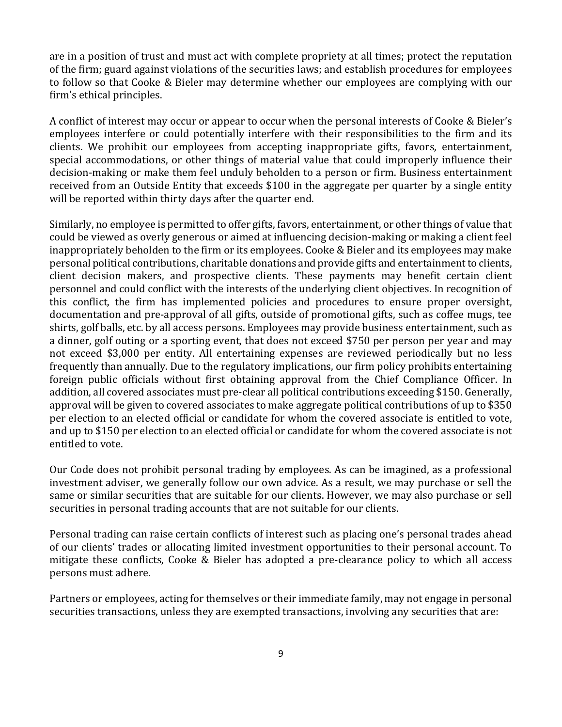are in a position of trust and must act with complete propriety at all times; protect the reputation of the firm; guard against violations of the securities laws; and establish procedures for employees to follow so that Cooke & Bieler may determine whether our employees are complying with our firm's ethical principles.

A conflict of interest may occur or appear to occur when the personal interests of Cooke & Bieler's employees interfere or could potentially interfere with their responsibilities to the firm and its clients. We prohibit our employees from accepting inappropriate gifts, favors, entertainment, special accommodations, or other things of material value that could improperly influence their decision-making or make them feel unduly beholden to a person or firm. Business entertainment received from an Outside Entity that exceeds $100 in the aggregate per quarter by a single entity will be reported within thirty days after the quarter end.

Similarly, no employee is permitted to offer gifts, favors, entertainment, or other things of value that could be viewed as overly generous or aimed at influencing decision-making or making a client feel inappropriately beholden to the firm or its employees. Cooke & Bieler and its employees may make personal political contributions, charitable donations and provide gifts and entertainment to clients, client decision makers, and prospective clients. These payments may benefit certain client personnel and could conflict with the interests of the underlying client objectives. In recognition of this conflict, the firm has implemented policies and procedures to ensure proper oversight, documentation and pre-approval of all gifts, outside of promotional gifts, such as coffee mugs, tee shirts, golf balls, etc. by all access persons. Employees may provide business entertainment, such as a dinner, golf outing or a sporting event, that does not exceed $750 per person per year and may not exceed $3,000 per entity. All entertaining expenses are reviewed periodically but no less frequently than annually. Due to the regulatory implications, our firm policy prohibits entertaining foreign public officials without first obtaining approval from the Chief Compliance Officer. In addition, all covered associates must pre-clear all political contributions exceeding $150. Generally, approval will be given to covered associates to make aggregate political contributions of up to $350 per election to an elected official or candidate for whom the covered associate is entitled to vote, and up to $150 per election to an elected official or candidate for whom the covered associate is not entitled to vote.

Our Code does not prohibit personal trading by employees. As can be imagined, as a professional investment adviser, we generally follow our own advice. As a result, we may purchase or sell the same or similar securities that are suitable for our clients. However, we may also purchase or sell securities in personal trading accounts that are not suitable for our clients.

Personal trading can raise certain conflicts of interest such as placing one's personal trades ahead of our clients' trades or allocating limited investment opportunities to their personal account. To mitigate these conflicts, Cooke & Bieler has adopted a pre-clearance policy to which all access persons must adhere.

Partners or employees, acting for themselves or their immediate family, may not engage in personal securities transactions, unless they are exempted transactions, involving any securities that are: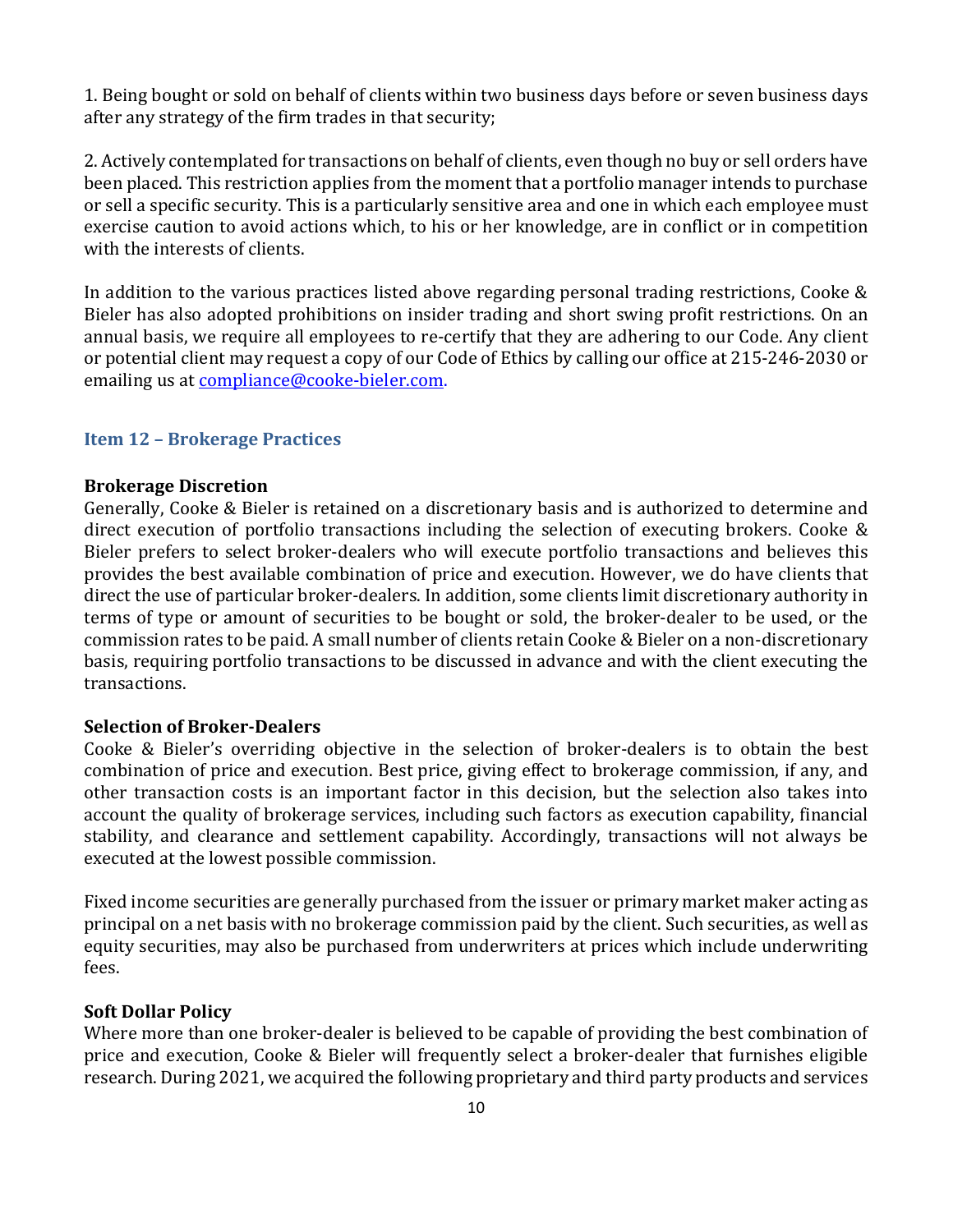1. Being bought or sold on behalf of clients within two business days before or seven business days after any strategy of the firm trades in that security;

2. Actively contemplated for transactions on behalf of clients, even though no buy or sell orders have been placed. This restriction applies from the moment that a portfolio manager intends to purchase or sell a specific security. This is a particularly sensitive area and one in which each employee must exercise caution to avoid actions which, to his or her knowledge, are in conflict or in competition with the interests of clients.

In addition to the various practices listed above regarding personal trading restrictions, Cooke & Bieler has also adopted prohibitions on insider trading and short swing profit restrictions. On an annual basis, we require all employees to re-certify that they are adhering to our Code. Any client or potential client may request a copy of our Code of Ethics by calling our office at 215-246-2030 or emailing us at compliance@cooke-bieler.com.

## Item 12 – Brokerage Practices

**Brokerage Discretion**

Generally, Cooke & Bieler is retained on a discretionary basis and is authorized to determine and direct execution of portfolio transactions including the selection of executing brokers. Cooke & Bieler prefers to select broker-dealers who will execute portfolio transactions and believes this provides the best available combination of price and execution. However, we do have clients that direct the use of particular broker-dealers. In addition, some clients limit discretionary authority in terms of type or amount of securities to be bought or sold, the broker-dealer to be used, or the commission rates to be paid. A small number of clients retain Cooke & Bieler on a non-discretionary basis, requiring portfolio transactions to be discussed in advance and with the client executing the transactions.

**Selection of Broker-Dealers**

Cooke & Bieler's overriding objective in the selection of broker-dealers is to obtain the best combination of price and execution. Best price, giving effect to brokerage commission, if any, and other transaction costs is an important factor in this decision, but the selection also takes into account the quality of brokerage services, including such factors as execution capability, financial stability, and clearance and settlement capability. Accordingly, transactions will not always be executed at the lowest possible commission.

Fixed income securities are generally purchased from the issuer or primary market maker acting as principal on a net basis with no brokerage commission paid by the client. Such securities, as well as equity securities, may also be purchased from underwriters at prices which include underwriting fees.

**Soft Dollar Policy**

Where more than one broker-dealer is believed to be capable of providing the best combination of price and execution, Cooke & Bieler will frequently select a broker-dealer that furnishes eligible research. During 2021, we acquired the following proprietary and third party products and services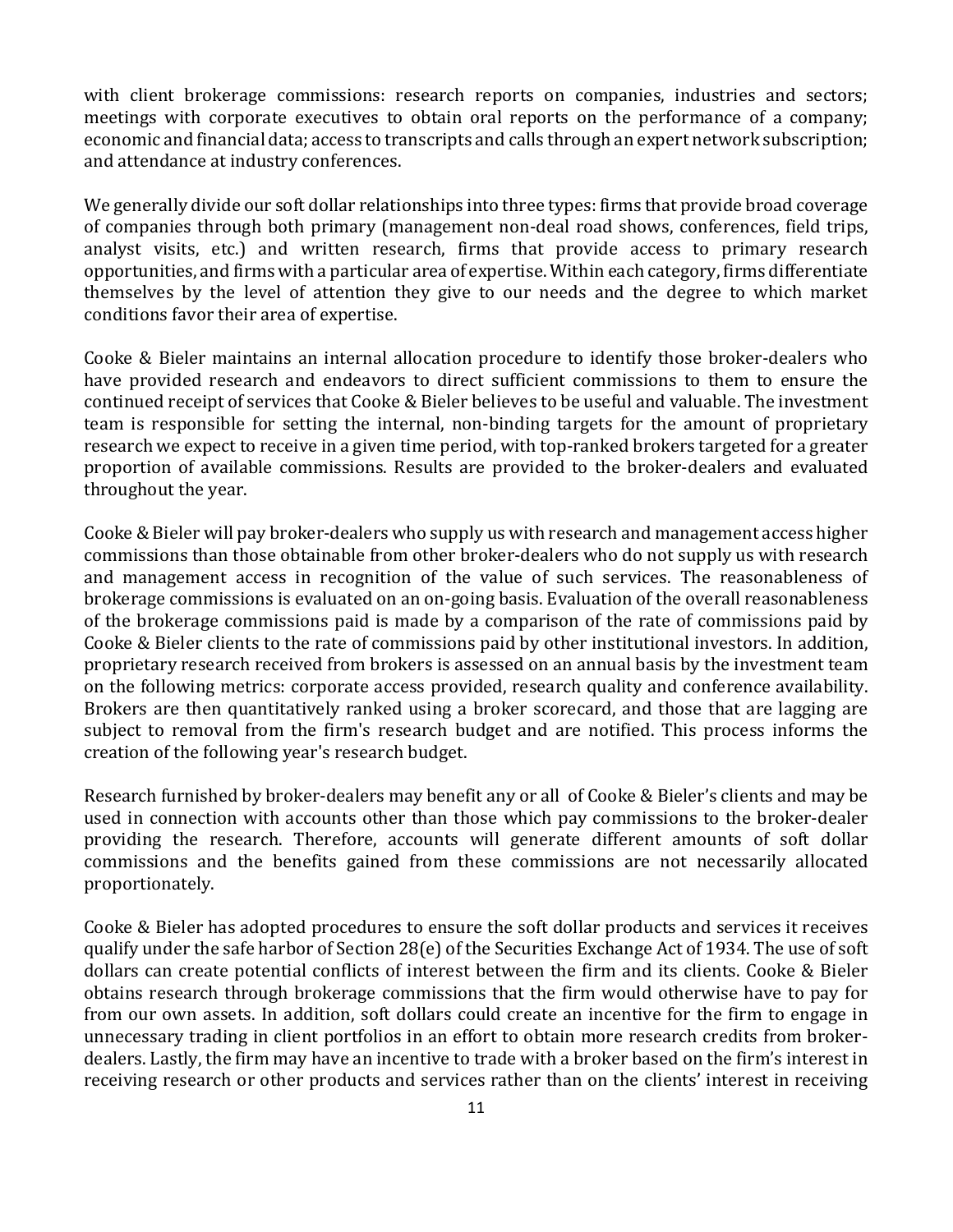with client brokerage commissions: research reports on companies, industries and sectors; meetings with corporate executives to obtain oral reports on the performance of a company; economic and financial data; access to transcripts and calls through an expert network subscription; and attendance at industry conferences.

We generally divide our soft dollar relationships into three types: firms that provide broad coverage of companies through both primary (management non-deal road shows, conferences, field trips, analyst visits, etc.) and written research, firms that provide access to primary research opportunities, and firms with a particular area of expertise. Within each category, firms differentiate themselves by the level of attention they give to our needs and the degree to which market conditions favor their area of expertise.

Cooke & Bieler maintains an internal allocation procedure to identify those broker-dealers who have provided research and endeavors to direct sufficient commissions to them to ensure the continued receipt of services that Cooke & Bieler believes to be useful and valuable. The investment team is responsible for setting the internal, non-binding targets for the amount of proprietary research we expect to receive in a given time period, with top-ranked brokers targeted for a greater proportion of available commissions. Results are provided to the broker-dealers and evaluated throughout the year.

Cooke & Bieler will pay broker-dealers who supply us with research and management access higher commissions than those obtainable from other broker-dealers who do not supply us with research and management access in recognition of the value of such services. The reasonableness of brokerage commissions is evaluated on an on-going basis. Evaluation of the overall reasonableness of the brokerage commissions paid is made by a comparison of the rate of commissions paid by Cooke & Bieler clients to the rate of commissions paid by other institutional investors. In addition, proprietary research received from brokers is assessed on an annual basis by the investment team on the following metrics: corporate access provided, research quality and conference availability. Brokers are then quantitatively ranked using a broker scorecard, and those that are lagging are subject to removal from the firm's research budget and are notified. This process informs the creation of the following year's research budget.

Research furnished by broker-dealers may benefit any or all of Cooke & Bieler's clients and may be used in connection with accounts other than those which pay commissions to the broker-dealer providing the research. Therefore, accounts will generate different amounts of soft dollar commissions and the benefits gained from these commissions are not necessarily allocated proportionately.

Cooke & Bieler has adopted procedures to ensure the soft dollar products and services it receives qualify under the safe harbor of Section 28(e) of the Securities Exchange Act of 1934. The use of soft dollars can create potential conflicts of interest between the firm and its clients. Cooke & Bieler obtains research through brokerage commissions that the firm would otherwise have to pay for from our own assets. In addition, soft dollars could create an incentive for the firm to engage in unnecessary trading in client portfolios in an effort to obtain more research credits from broker-dealers. Lastly, the firm may have an incentive to trade with a broker based on the firm's interest in receiving research or other products and services rather than on the clients' interest in receiving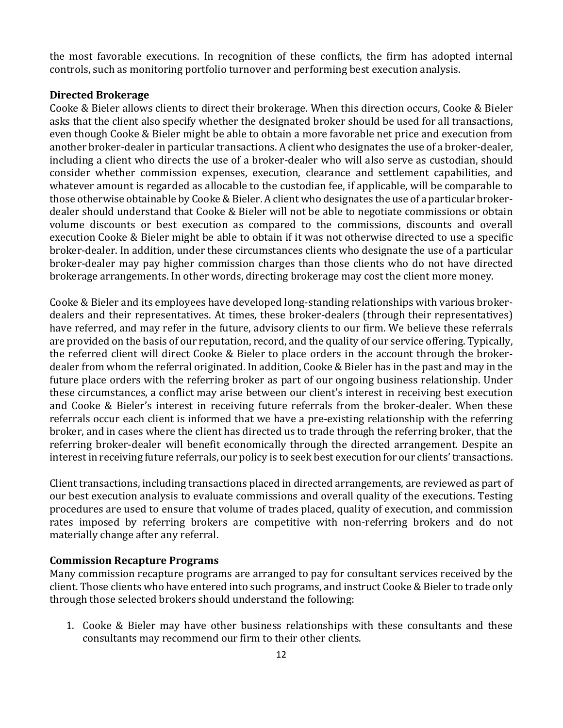the most favorable executions. In recognition of these conflicts, the firm has adopted internal controls, such as monitoring portfolio turnover and performing best execution analysis.

**Directed Brokerage**

Cooke & Bieler allows clients to direct their brokerage. When this direction occurs, Cooke & Bieler asks that the client also specify whether the designated broker should be used for all transactions, even though Cooke & Bieler might be able to obtain a more favorable net price and execution from another broker-dealer in particular transactions. A client who designates the use of a broker-dealer, including a client who directs the use of a broker-dealer who will also serve as custodian, should consider whether commission expenses, execution, clearance and settlement capabilities, and whatever amount is regarded as allocable to the custodian fee, if applicable, will be comparable to those otherwise obtainable by Cooke & Bieler. A client who designates the use of a particular broker-dealer should understand that Cooke & Bieler will not be able to negotiate commissions or obtain volume discounts or best execution as compared to the commissions, discounts and overall execution Cooke & Bieler might be able to obtain if it was not otherwise directed to use a specific broker-dealer. In addition, under these circumstances clients who designate the use of a particular broker-dealer may pay higher commission charges than those clients who do not have directed brokerage arrangements. In other words, directing brokerage may cost the client more money.

Cooke & Bieler and its employees have developed long-standing relationships with various broker-dealers and their representatives. At times, these broker-dealers (through their representatives) have referred, and may refer in the future, advisory clients to our firm. We believe these referrals are provided on the basis of our reputation, record, and the quality of our service offering. Typically, the referred client will direct Cooke & Bieler to place orders in the account through the broker-dealer from whom the referral originated. In addition, Cooke & Bieler has in the past and may in the future place orders with the referring broker as part of our ongoing business relationship. Under these circumstances, a conflict may arise between our client's interest in receiving best execution and Cooke & Bieler's interest in receiving future referrals from the broker-dealer. When these referrals occur each client is informed that we have a pre-existing relationship with the referring broker, and in cases where the client has directed us to trade through the referring broker, that the referring broker-dealer will benefit economically through the directed arrangement. Despite an interest in receiving future referrals, our policy is to seek best execution for our clients' transactions.

Client transactions, including transactions placed in directed arrangements, are reviewed as part of our best execution analysis to evaluate commissions and overall quality of the executions. Testing procedures are used to ensure that volume of trades placed, quality of execution, and commission rates imposed by referring brokers are competitive with non-referring brokers and do not materially change after any referral.

**Commission Recapture Programs**

Many commission recapture programs are arranged to pay for consultant services received by the client. Those clients who have entered into such programs, and instruct Cooke & Bieler to trade only through those selected brokers should understand the following:

1. Cooke & Bieler may have other business relationships with these consultants and these consultants may recommend our firm to their other clients.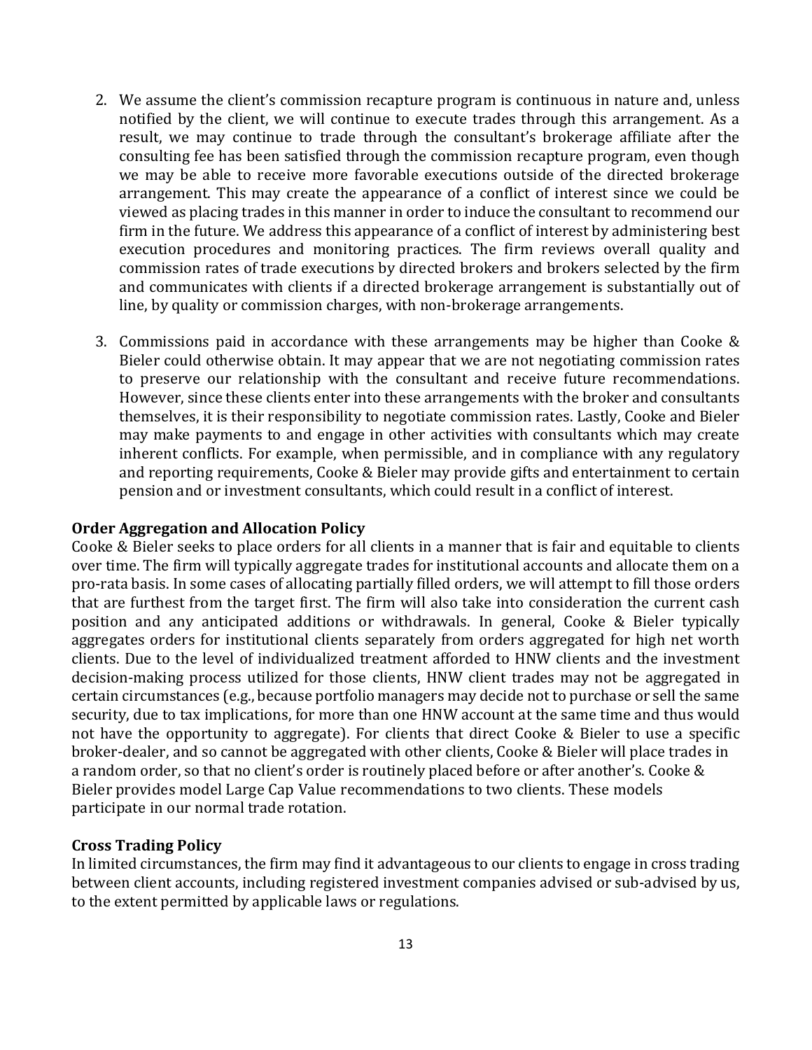2. We assume the client's commission recapture program is continuous in nature and, unless notified by the client, we will continue to execute trades through this arrangement. As a result, we may continue to trade through the consultant's brokerage affiliate after the consulting fee has been satisfied through the commission recapture program, even though we may be able to receive more favorable executions outside of the directed brokerage arrangement. This may create the appearance of a conflict of interest since we could be viewed as placing trades in this manner in order to induce the consultant to recommend our firm in the future. We address this appearance of a conflict of interest by administering best execution procedures and monitoring practices. The firm reviews overall quality and commission rates of trade executions by directed brokers and brokers selected by the firm and communicates with clients if a directed brokerage arrangement is substantially out of line, by quality or commission charges, with non-brokerage arrangements.

3. Commissions paid in accordance with these arrangements may be higher than Cooke & Bieler could otherwise obtain. It may appear that we are not negotiating commission rates to preserve our relationship with the consultant and receive future recommendations. However, since these clients enter into these arrangements with the broker and consultants themselves, it is their responsibility to negotiate commission rates. Lastly, Cooke and Bieler may make payments to and engage in other activities with consultants which may create inherent conflicts. For example, when permissible, and in compliance with any regulatory and reporting requirements, Cooke & Bieler may provide gifts and entertainment to certain pension and or investment consultants, which could result in a conflict of interest.

**Order Aggregation and Allocation Policy**

Cooke & Bieler seeks to place orders for all clients in a manner that is fair and equitable to clients over time. The firm will typically aggregate trades for institutional accounts and allocate them on a pro-rata basis. In some cases of allocating partially filled orders, we will attempt to fill those orders that are furthest from the target first. The firm will also take into consideration the current cash position and any anticipated additions or withdrawals. In general, Cooke & Bieler typically aggregates orders for institutional clients separately from orders aggregated for high net worth clients. Due to the level of individualized treatment afforded to HNW clients and the investment decision-making process utilized for those clients, HNW client trades may not be aggregated in certain circumstances (e.g., because portfolio managers may decide not to purchase or sell the same security, due to tax implications, for more than one HNW account at the same time and thus would not have the opportunity to aggregate). For clients that direct Cooke & Bieler to use a specific broker-dealer, and so cannot be aggregated with other clients, Cooke & Bieler will place trades in a random order, so that no client's order is routinely placed before or after another's. Cooke & Bieler provides model Large Cap Value recommendations to two clients. These models participate in our normal trade rotation.

**Cross Trading Policy**

In limited circumstances, the firm may find it advantageous to our clients to engage in cross trading between client accounts, including registered investment companies advised or sub-advised by us, to the extent permitted by applicable laws or regulations.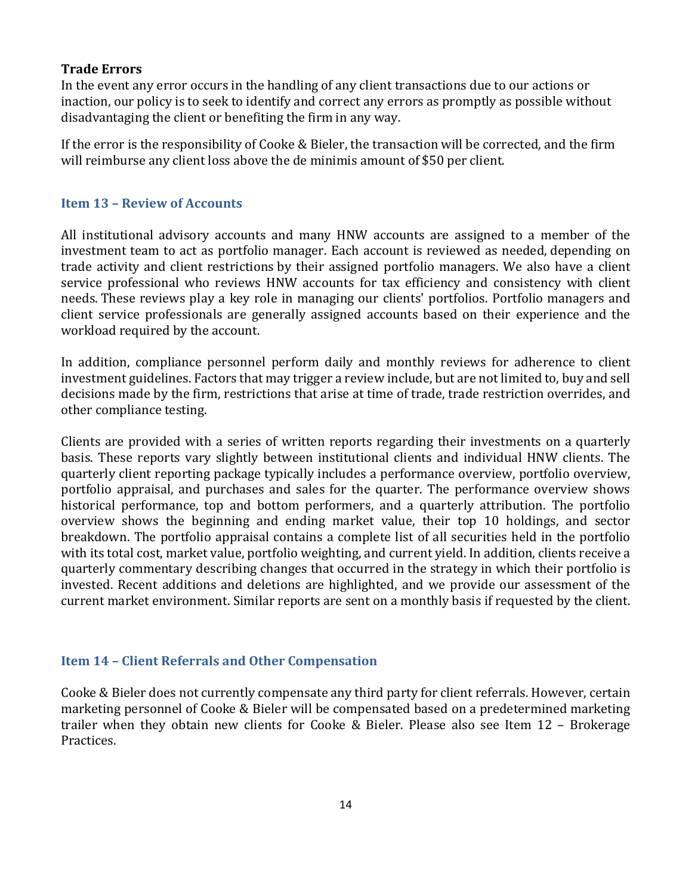**Trade Errors**

In the event any error occurs in the handling of any client transactions due to our actions or inaction, our policy is to seek to identify and correct any errors as promptly as possible without disadvantaging the client or benefiting the firm in any way.

If the error is the responsibility of Cooke & Bieler, the transaction will be corrected, and the firm will reimburse any client loss above the de minimis amount of $50 per client.

## Item 13 – Review of Accounts

All institutional advisory accounts and many HNW accounts are assigned to a member of the investment team to act as portfolio manager. Each account is reviewed as needed, depending on trade activity and client restrictions by their assigned portfolio managers. We also have a client service professional who reviews HNW accounts for tax efficiency and consistency with client needs. These reviews play a key role in managing our clients' portfolios. Portfolio managers and client service professionals are generally assigned accounts based on their experience and the workload required by the account.

In addition, compliance personnel perform daily and monthly reviews for adherence to client investment guidelines. Factors that may trigger a review include, but are not limited to, buy and sell decisions made by the firm, restrictions that arise at time of trade, trade restriction overrides, and other compliance testing.

Clients are provided with a series of written reports regarding their investments on a quarterly basis. These reports vary slightly between institutional clients and individual HNW clients. The quarterly client reporting package typically includes a performance overview, portfolio overview, portfolio appraisal, and purchases and sales for the quarter. The performance overview shows historical performance, top and bottom performers, and a quarterly attribution. The portfolio overview shows the beginning and ending market value, their top 10 holdings, and sector breakdown. The portfolio appraisal contains a complete list of all securities held in the portfolio with its total cost, market value, portfolio weighting, and current yield. In addition, clients receive a quarterly commentary describing changes that occurred in the strategy in which their portfolio is invested. Recent additions and deletions are highlighted, and we provide our assessment of the current market environment. Similar reports are sent on a monthly basis if requested by the client.

## Item 14 – Client Referrals and Other Compensation

Cooke & Bieler does not currently compensate any third party for client referrals. However, certain marketing personnel of Cooke & Bieler will be compensated based on a predetermined marketing trailer when they obtain new clients for Cooke & Bieler. Please also see Item 12 – Brokerage Practices.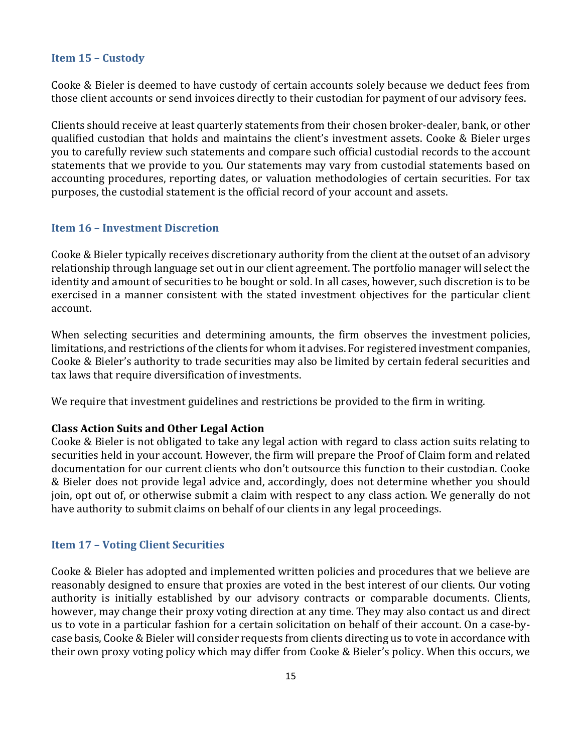## Item 15 – Custody

Cooke & Bieler is deemed to have custody of certain accounts solely because we deduct fees from those client accounts or send invoices directly to their custodian for payment of our advisory fees.

Clients should receive at least quarterly statements from their chosen broker-dealer, bank, or other qualified custodian that holds and maintains the client's investment assets. Cooke & Bieler urges you to carefully review such statements and compare such official custodial records to the account statements that we provide to you. Our statements may vary from custodial statements based on accounting procedures, reporting dates, or valuation methodologies of certain securities. For tax purposes, the custodial statement is the official record of your account and assets.

## Item 16 – Investment Discretion

Cooke & Bieler typically receives discretionary authority from the client at the outset of an advisory relationship through language set out in our client agreement. The portfolio manager will select the identity and amount of securities to be bought or sold. In all cases, however, such discretion is to be exercised in a manner consistent with the stated investment objectives for the particular client account.

When selecting securities and determining amounts, the firm observes the investment policies, limitations, and restrictions of the clients for whom it advises. For registered investment companies, Cooke & Bieler's authority to trade securities may also be limited by certain federal securities and tax laws that require diversification of investments.

We require that investment guidelines and restrictions be provided to the firm in writing.

**Class Action Suits and Other Legal Action**

Cooke & Bieler is not obligated to take any legal action with regard to class action suits relating to securities held in your account. However, the firm will prepare the Proof of Claim form and related documentation for our current clients who don't outsource this function to their custodian. Cooke & Bieler does not provide legal advice and, accordingly, does not determine whether you should join, opt out of, or otherwise submit a claim with respect to any class action. We generally do not have authority to submit claims on behalf of our clients in any legal proceedings.

## Item 17 – Voting Client Securities

Cooke & Bieler has adopted and implemented written policies and procedures that we believe are reasonably designed to ensure that proxies are voted in the best interest of our clients. Our voting authority is initially established by our advisory contracts or comparable documents. Clients, however, may change their proxy voting direction at any time. They may also contact us and direct us to vote in a particular fashion for a certain solicitation on behalf of their account. On a case-by-case basis, Cooke & Bieler will consider requests from clients directing us to vote in accordance with their own proxy voting policy which may differ from Cooke & Bieler's policy. When this occurs, we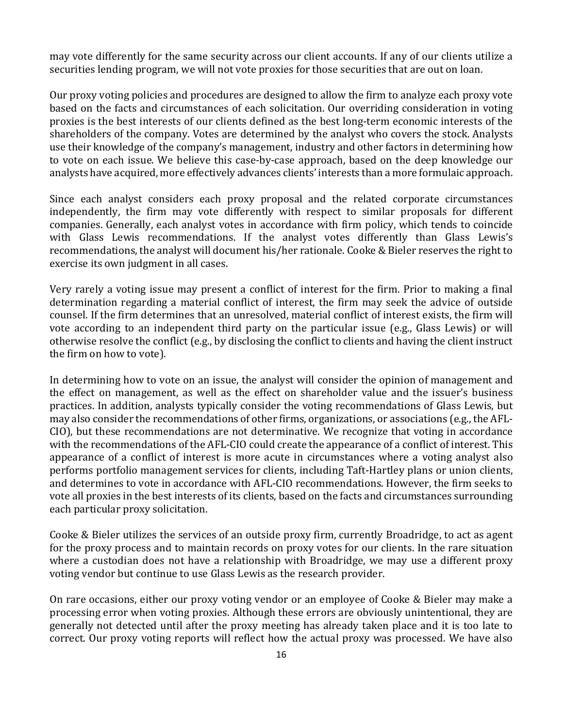may vote differently for the same security across our client accounts. If any of our clients utilize a securities lending program, we will not vote proxies for those securities that are out on loan.

Our proxy voting policies and procedures are designed to allow the firm to analyze each proxy vote based on the facts and circumstances of each solicitation. Our overriding consideration in voting proxies is the best interests of our clients defined as the best long-term economic interests of the shareholders of the company. Votes are determined by the analyst who covers the stock. Analysts use their knowledge of the company's management, industry and other factors in determining how to vote on each issue. We believe this case-by-case approach, based on the deep knowledge our analysts have acquired, more effectively advances clients' interests than a more formulaic approach.

Since each analyst considers each proxy proposal and the related corporate circumstances independently, the firm may vote differently with respect to similar proposals for different companies. Generally, each analyst votes in accordance with firm policy, which tends to coincide with Glass Lewis recommendations. If the analyst votes differently than Glass Lewis's recommendations, the analyst will document his/her rationale. Cooke & Bieler reserves the right to exercise its own judgment in all cases.

Very rarely a voting issue may present a conflict of interest for the firm. Prior to making a final determination regarding a material conflict of interest, the firm may seek the advice of outside counsel. If the firm determines that an unresolved, material conflict of interest exists, the firm will vote according to an independent third party on the particular issue (e.g., Glass Lewis) or will otherwise resolve the conflict (e.g., by disclosing the conflict to clients and having the client instruct the firm on how to vote).

In determining how to vote on an issue, the analyst will consider the opinion of management and the effect on management, as well as the effect on shareholder value and the issuer's business practices. In addition, analysts typically consider the voting recommendations of Glass Lewis, but may also consider the recommendations of other firms, organizations, or associations (e.g., the AFL-CIO), but these recommendations are not determinative. We recognize that voting in accordance with the recommendations of the AFL-CIO could create the appearance of a conflict of interest. This appearance of a conflict of interest is more acute in circumstances where a voting analyst also performs portfolio management services for clients, including Taft-Hartley plans or union clients, and determines to vote in accordance with AFL-CIO recommendations. However, the firm seeks to vote all proxies in the best interests of its clients, based on the facts and circumstances surrounding each particular proxy solicitation.

Cooke & Bieler utilizes the services of an outside proxy firm, currently Broadridge, to act as agent for the proxy process and to maintain records on proxy votes for our clients. In the rare situation where a custodian does not have a relationship with Broadridge, we may use a different proxy voting vendor but continue to use Glass Lewis as the research provider.

On rare occasions, either our proxy voting vendor or an employee of Cooke & Bieler may make a processing error when voting proxies. Although these errors are obviously unintentional, they are generally not detected until after the proxy meeting has already taken place and it is too late to correct. Our proxy voting reports will reflect how the actual proxy was processed. We have also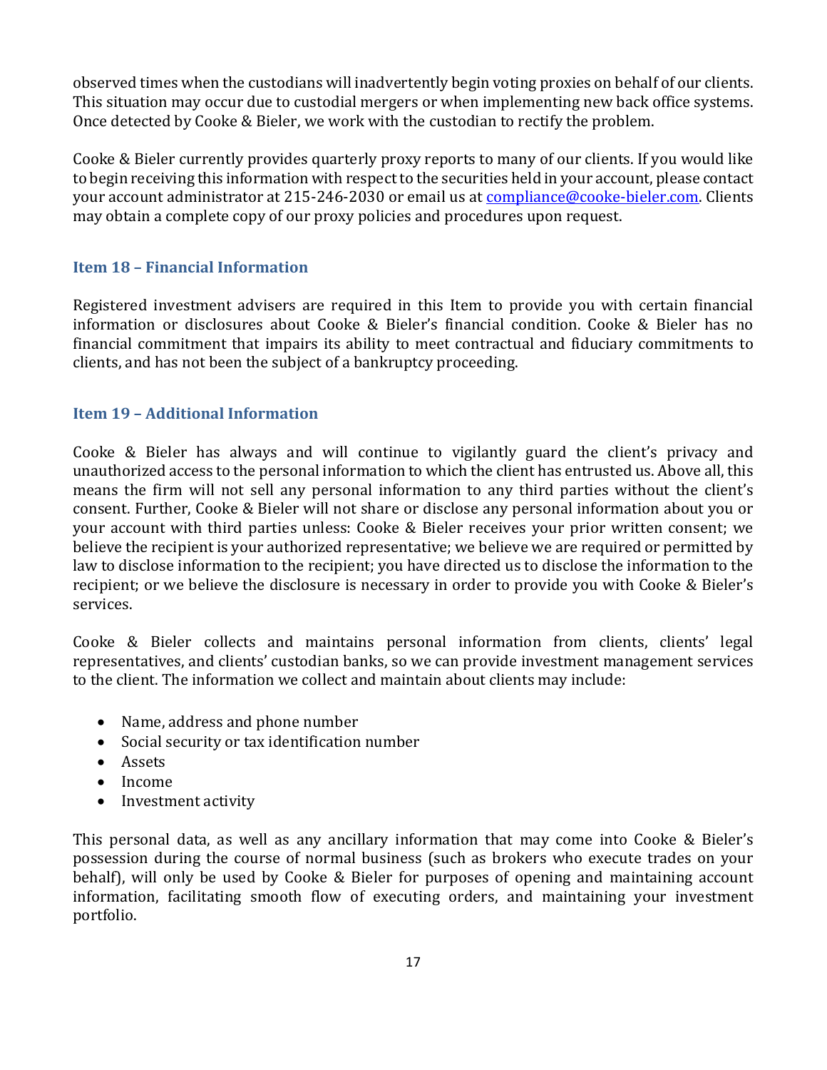observed times when the custodians will inadvertently begin voting proxies on behalf of our clients. This situation may occur due to custodial mergers or when implementing new back office systems. Once detected by Cooke & Bieler, we work with the custodian to rectify the problem.

Cooke & Bieler currently provides quarterly proxy reports to many of our clients. If you would like to begin receiving this information with respect to the securities held in your account, please contact your account administrator at 215-246-2030 or email us at compliance@cooke-bieler.com. Clients may obtain a complete copy of our proxy policies and procedures upon request.

## Item 18 – Financial Information

Registered investment advisers are required in this Item to provide you with certain financial information or disclosures about Cooke & Bieler's financial condition. Cooke & Bieler has no financial commitment that impairs its ability to meet contractual and fiduciary commitments to clients, and has not been the subject of a bankruptcy proceeding.

## Item 19 – Additional Information

Cooke & Bieler has always and will continue to vigilantly guard the client's privacy and unauthorized access to the personal information to which the client has entrusted us. Above all, this means the firm will not sell any personal information to any third parties without the client's consent. Further, Cooke & Bieler will not share or disclose any personal information about you or your account with third parties unless: Cooke & Bieler receives your prior written consent; we believe the recipient is your authorized representative; we believe we are required or permitted by law to disclose information to the recipient; you have directed us to disclose the information to the recipient; or we believe the disclosure is necessary in order to provide you with Cooke & Bieler's services.

Cooke & Bieler collects and maintains personal information from clients, clients' legal representatives, and clients' custodian banks, so we can provide investment management services to the client. The information we collect and maintain about clients may include:

- Name, address and phone number
- Social security or tax identification number
- Assets
- Income
- Investment activity

This personal data, as well as any ancillary information that may come into Cooke & Bieler's possession during the course of normal business (such as brokers who execute trades on your behalf), will only be used by Cooke & Bieler for purposes of opening and maintaining account information, facilitating smooth flow of executing orders, and maintaining your investment portfolio.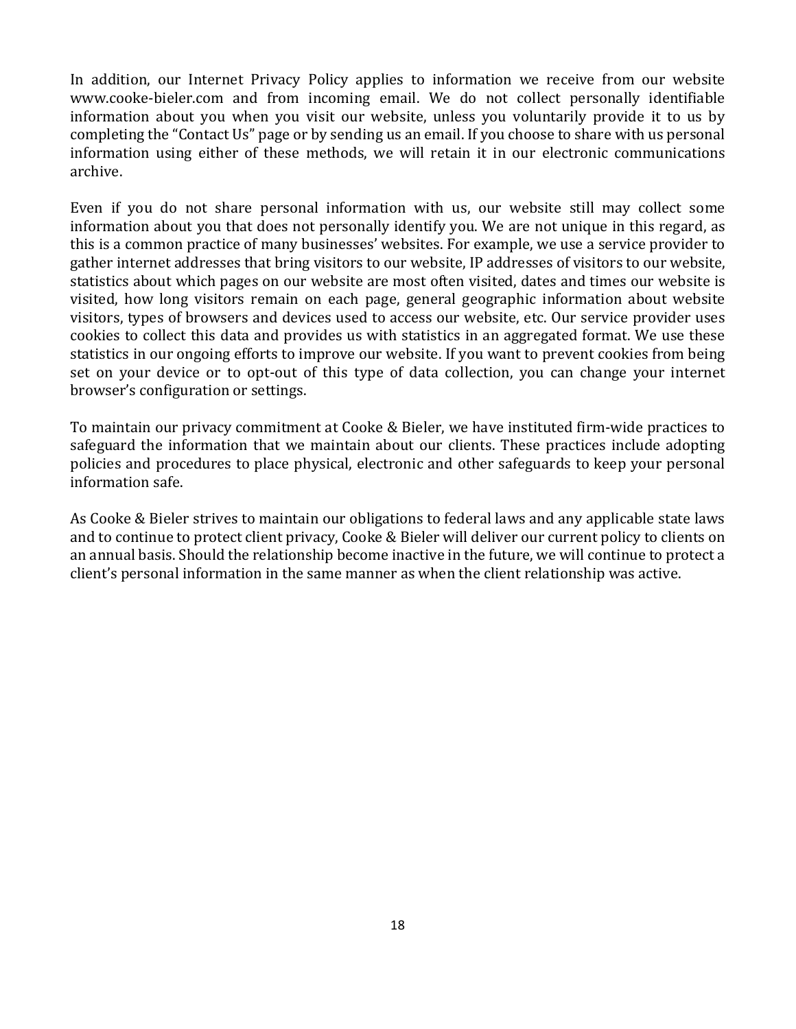In addition, our Internet Privacy Policy applies to information we receive from our website www.cooke-bieler.com and from incoming email. We do not collect personally identifiable information about you when you visit our website, unless you voluntarily provide it to us by completing the "Contact Us" page or by sending us an email. If you choose to share with us personal information using either of these methods, we will retain it in our electronic communications archive.

Even if you do not share personal information with us, our website still may collect some information about you that does not personally identify you. We are not unique in this regard, as this is a common practice of many businesses' websites. For example, we use a service provider to gather internet addresses that bring visitors to our website, IP addresses of visitors to our website, statistics about which pages on our website are most often visited, dates and times our website is visited, how long visitors remain on each page, general geographic information about website visitors, types of browsers and devices used to access our website, etc. Our service provider uses cookies to collect this data and provides us with statistics in an aggregated format. We use these statistics in our ongoing efforts to improve our website. If you want to prevent cookies from being set on your device or to opt-out of this type of data collection, you can change your internet browser's configuration or settings.

To maintain our privacy commitment at Cooke & Bieler, we have instituted firm-wide practices to safeguard the information that we maintain about our clients. These practices include adopting policies and procedures to place physical, electronic and other safeguards to keep your personal information safe.

As Cooke & Bieler strives to maintain our obligations to federal laws and any applicable state laws and to continue to protect client privacy, Cooke & Bieler will deliver our current policy to clients on an annual basis. Should the relationship become inactive in the future, we will continue to protect a client's personal information in the same manner as when the client relationship was active.